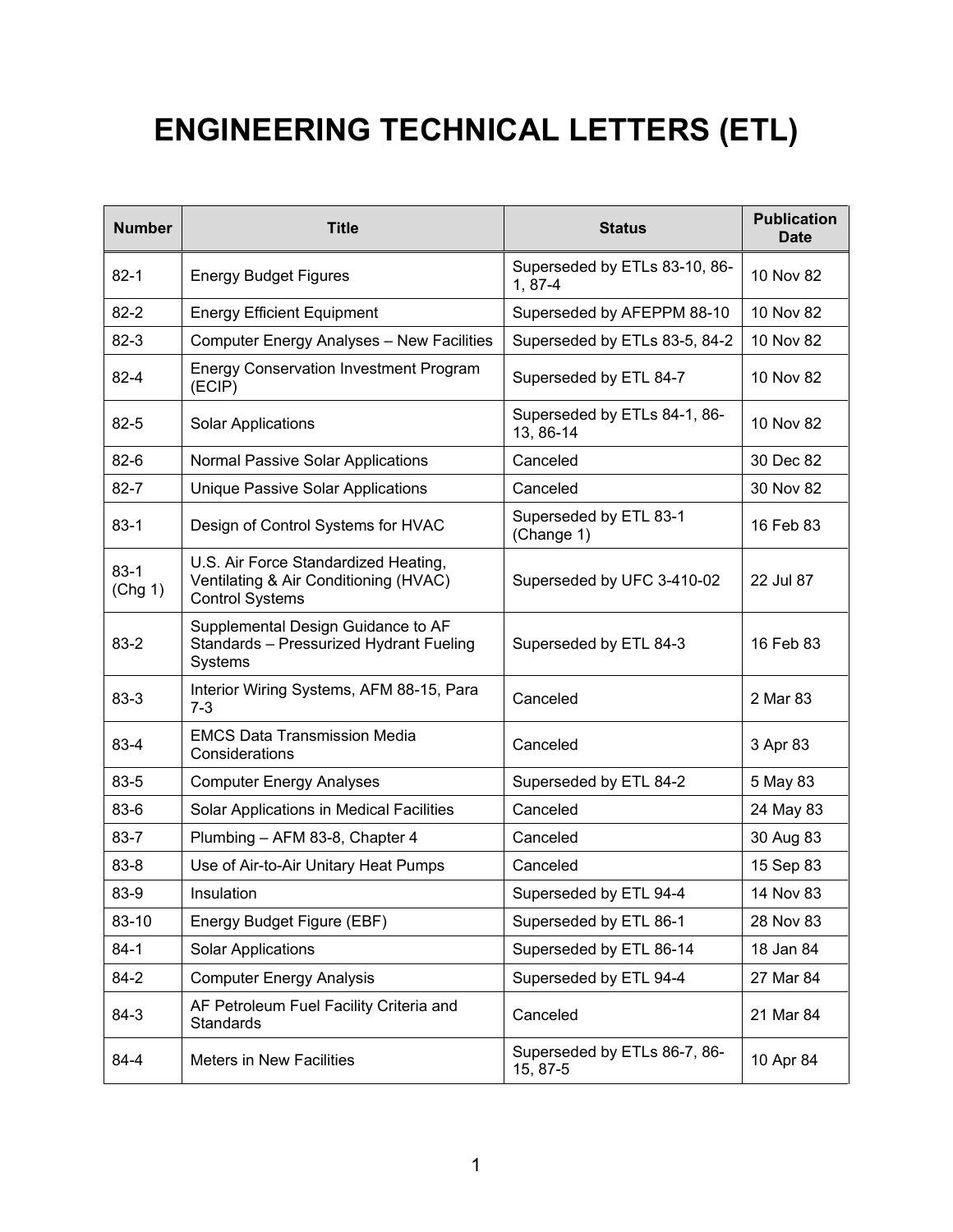# ENGINEERING TECHNICAL LETTERS (ETL)

| Number | Title | Status | Publication Date |
|---|---|---|---|
| 82-1 | Energy Budget Figures | Superseded by ETLs 83-10, 86-1, 87-4 | 10 Nov 82 |
| 82-2 | Energy Efficient Equipment | Superseded by AFEPPM 88-10 | 10 Nov 82 |
| 82-3 | Computer Energy Analyses – New Facilities | Superseded by ETLs 83-5, 84-2 | 10 Nov 82 |
| 82-4 | Energy Conservation Investment Program (ECIP) | Superseded by ETL 84-7 | 10 Nov 82 |
| 82-5 | Solar Applications | Superseded by ETLs 84-1, 86-13, 86-14 | 10 Nov 82 |
| 82-6 | Normal Passive Solar Applications | Canceled | 30 Dec 82 |
| 82-7 | Unique Passive Solar Applications | Canceled | 30 Nov 82 |
| 83-1 | Design of Control Systems for HVAC | Superseded by ETL 83-1 (Change 1) | 16 Feb 83 |
| 83-1 (Chg 1) | U.S. Air Force Standardized Heating, Ventilating & Air Conditioning (HVAC) Control Systems | Superseded by UFC 3-410-02 | 22 Jul 87 |
| 83-2 | Supplemental Design Guidance to AF Standards – Pressurized Hydrant Fueling Systems | Superseded by ETL 84-3 | 16 Feb 83 |
| 83-3 | Interior Wiring Systems, AFM 88-15, Para 7-3 | Canceled | 2 Mar 83 |
| 83-4 | EMCS Data Transmission Media Considerations | Canceled | 3 Apr 83 |
| 83-5 | Computer Energy Analyses | Superseded by ETL 84-2 | 5 May 83 |
| 83-6 | Solar Applications in Medical Facilities | Canceled | 24 May 83 |
| 83-7 | Plumbing – AFM 83-8, Chapter 4 | Canceled | 30 Aug 83 |
| 83-8 | Use of Air-to-Air Unitary Heat Pumps | Canceled | 15 Sep 83 |
| 83-9 | Insulation | Superseded by ETL 94-4 | 14 Nov 83 |
| 83-10 | Energy Budget Figure (EBF) | Superseded by ETL 86-1 | 28 Nov 83 |
| 84-1 | Solar Applications | Superseded by ETL 86-14 | 18 Jan 84 |
| 84-2 | Computer Energy Analysis | Superseded by ETL 94-4 | 27 Mar 84 |
| 84-3 | AF Petroleum Fuel Facility Criteria and Standards | Canceled | 21 Mar 84 |
| 84-4 | Meters in New Facilities | Superseded by ETLs 86-7, 86-15, 87-5 | 10 Apr 84 |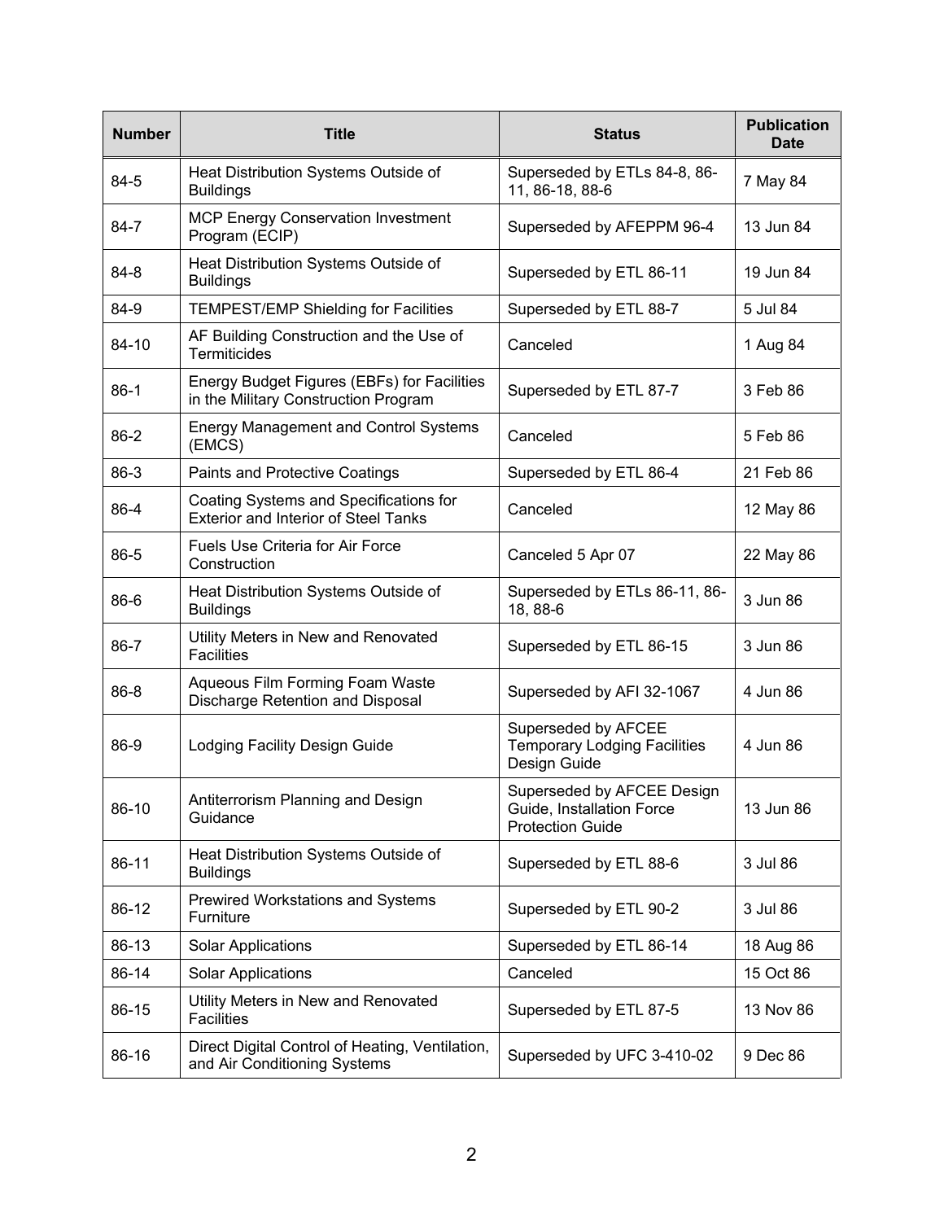| Number | Title | Status | Publication Date |
|---|---|---|---|
| 84-5 | Heat Distribution Systems Outside of Buildings | Superseded by ETLs 84-8, 86-11, 86-18, 88-6 | 7 May 84 |
| 84-7 | MCP Energy Conservation Investment Program (ECIP) | Superseded by AFEPPM 96-4 | 13 Jun 84 |
| 84-8 | Heat Distribution Systems Outside of Buildings | Superseded by ETL 86-11 | 19 Jun 84 |
| 84-9 | TEMPEST/EMP Shielding for Facilities | Superseded by ETL 88-7 | 5 Jul 84 |
| 84-10 | AF Building Construction and the Use of Termiticides | Canceled | 1 Aug 84 |
| 86-1 | Energy Budget Figures (EBFs) for Facilities in the Military Construction Program | Superseded by ETL 87-7 | 3 Feb 86 |
| 86-2 | Energy Management and Control Systems (EMCS) | Canceled | 5 Feb 86 |
| 86-3 | Paints and Protective Coatings | Superseded by ETL 86-4 | 21 Feb 86 |
| 86-4 | Coating Systems and Specifications for Exterior and Interior of Steel Tanks | Canceled | 12 May 86 |
| 86-5 | Fuels Use Criteria for Air Force Construction | Canceled 5 Apr 07 | 22 May 86 |
| 86-6 | Heat Distribution Systems Outside of Buildings | Superseded by ETLs 86-11, 86-18, 88-6 | 3 Jun 86 |
| 86-7 | Utility Meters in New and Renovated Facilities | Superseded by ETL 86-15 | 3 Jun 86 |
| 86-8 | Aqueous Film Forming Foam Waste Discharge Retention and Disposal | Superseded by AFI 32-1067 | 4 Jun 86 |
| 86-9 | Lodging Facility Design Guide | Superseded by AFCEE Temporary Lodging Facilities Design Guide | 4 Jun 86 |
| 86-10 | Antiterrorism Planning and Design Guidance | Superseded by AFCEE Design Guide, Installation Force Protection Guide | 13 Jun 86 |
| 86-11 | Heat Distribution Systems Outside of Buildings | Superseded by ETL 88-6 | 3 Jul 86 |
| 86-12 | Prewired Workstations and Systems Furniture | Superseded by ETL 90-2 | 3 Jul 86 |
| 86-13 | Solar Applications | Superseded by ETL 86-14 | 18 Aug 86 |
| 86-14 | Solar Applications | Canceled | 15 Oct 86 |
| 86-15 | Utility Meters in New and Renovated Facilities | Superseded by ETL 87-5 | 13 Nov 86 |
| 86-16 | Direct Digital Control of Heating, Ventilation, and Air Conditioning Systems | Superseded by UFC 3-410-02 | 9 Dec 86 |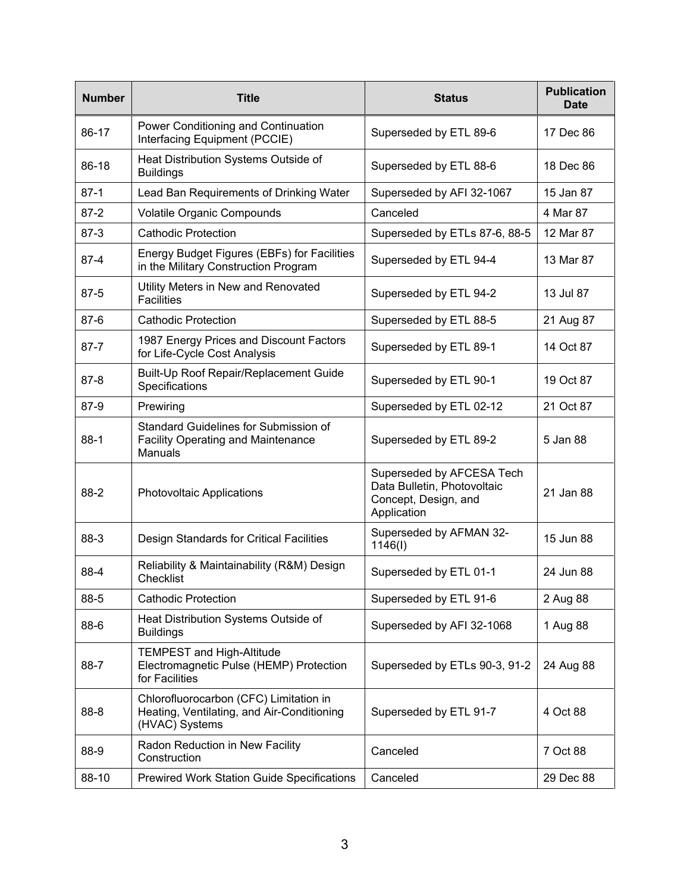| Number | Title | Status | Publication Date |
| --- | --- | --- | --- |
| 86-17 | Power Conditioning and Continuation Interfacing Equipment (PCCIE) | Superseded by ETL 89-6 | 17 Dec 86 |
| 86-18 | Heat Distribution Systems Outside of Buildings | Superseded by ETL 88-6 | 18 Dec 86 |
| 87-1 | Lead Ban Requirements of Drinking Water | Superseded by AFI 32-1067 | 15 Jan 87 |
| 87-2 | Volatile Organic Compounds | Canceled | 4 Mar 87 |
| 87-3 | Cathodic Protection | Superseded by ETLs 87-6, 88-5 | 12 Mar 87 |
| 87-4 | Energy Budget Figures (EBFs) for Facilities in the Military Construction Program | Superseded by ETL 94-4 | 13 Mar 87 |
| 87-5 | Utility Meters in New and Renovated Facilities | Superseded by ETL 94-2 | 13 Jul 87 |
| 87-6 | Cathodic Protection | Superseded by ETL 88-5 | 21 Aug 87 |
| 87-7 | 1987 Energy Prices and Discount Factors for Life-Cycle Cost Analysis | Superseded by ETL 89-1 | 14 Oct 87 |
| 87-8 | Built-Up Roof Repair/Replacement Guide Specifications | Superseded by ETL 90-1 | 19 Oct 87 |
| 87-9 | Prewiring | Superseded by ETL 02-12 | 21 Oct 87 |
| 88-1 | Standard Guidelines for Submission of Facility Operating and Maintenance Manuals | Superseded by ETL 89-2 | 5 Jan 88 |
| 88-2 | Photovoltaic Applications | Superseded by AFCESA Tech Data Bulletin, Photovoltaic Concept, Design, and Application | 21 Jan 88 |
| 88-3 | Design Standards for Critical Facilities | Superseded by AFMAN 32-1146(I) | 15 Jun 88 |
| 88-4 | Reliability & Maintainability (R&M) Design Checklist | Superseded by ETL 01-1 | 24 Jun 88 |
| 88-5 | Cathodic Protection | Superseded by ETL 91-6 | 2 Aug 88 |
| 88-6 | Heat Distribution Systems Outside of Buildings | Superseded by AFI 32-1068 | 1 Aug 88 |
| 88-7 | TEMPEST and High-Altitude Electromagnetic Pulse (HEMP) Protection for Facilities | Superseded by ETLs 90-3, 91-2 | 24 Aug 88 |
| 88-8 | Chlorofluorocarbon (CFC) Limitation in Heating, Ventilating, and Air-Conditioning (HVAC) Systems | Superseded by ETL 91-7 | 4 Oct 88 |
| 88-9 | Radon Reduction in New Facility Construction | Canceled | 7 Oct 88 |
| 88-10 | Prewired Work Station Guide Specifications | Canceled | 29 Dec 88 |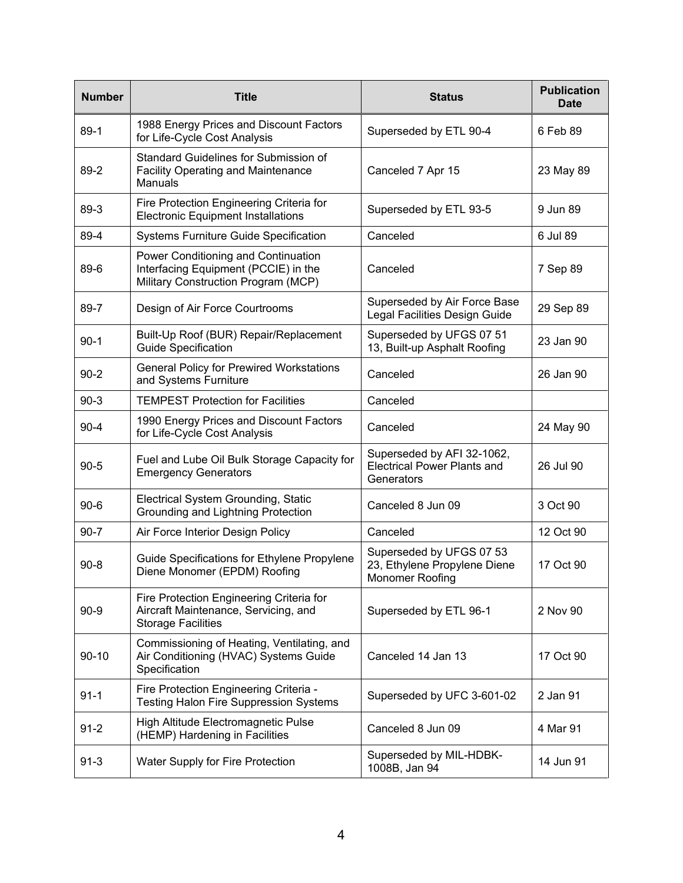| Number | Title | Status | Publication Date |
|---|---|---|---|
| 89-1 | 1988 Energy Prices and Discount Factors for Life-Cycle Cost Analysis | Superseded by ETL 90-4 | 6 Feb 89 |
| 89-2 | Standard Guidelines for Submission of Facility Operating and Maintenance Manuals | Canceled 7 Apr 15 | 23 May 89 |
| 89-3 | Fire Protection Engineering Criteria for Electronic Equipment Installations | Superseded by ETL 93-5 | 9 Jun 89 |
| 89-4 | Systems Furniture Guide Specification | Canceled | 6 Jul 89 |
| 89-6 | Power Conditioning and Continuation Interfacing Equipment (PCCIE) in the Military Construction Program (MCP) | Canceled | 7 Sep 89 |
| 89-7 | Design of Air Force Courtrooms | Superseded by Air Force Base Legal Facilities Design Guide | 29 Sep 89 |
| 90-1 | Built-Up Roof (BUR) Repair/Replacement Guide Specification | Superseded by UFGS 07 51 13, Built-up Asphalt Roofing | 23 Jan 90 |
| 90-2 | General Policy for Prewired Workstations and Systems Furniture | Canceled | 26 Jan 90 |
| 90-3 | TEMPEST Protection for Facilities | Canceled | |
| 90-4 | 1990 Energy Prices and Discount Factors for Life-Cycle Cost Analysis | Canceled | 24 May 90 |
| 90-5 | Fuel and Lube Oil Bulk Storage Capacity for Emergency Generators | Superseded by AFI 32-1062, Electrical Power Plants and Generators | 26 Jul 90 |
| 90-6 | Electrical System Grounding, Static Grounding and Lightning Protection | Canceled 8 Jun 09 | 3 Oct 90 |
| 90-7 | Air Force Interior Design Policy | Canceled | 12 Oct 90 |
| 90-8 | Guide Specifications for Ethylene Propylene Diene Monomer (EPDM) Roofing | Superseded by UFGS 07 53 23, Ethylene Propylene Diene Monomer Roofing | 17 Oct 90 |
| 90-9 | Fire Protection Engineering Criteria for Aircraft Maintenance, Servicing, and Storage Facilities | Superseded by ETL 96-1 | 2 Nov 90 |
| 90-10 | Commissioning of Heating, Ventilating, and Air Conditioning (HVAC) Systems Guide Specification | Canceled 14 Jan 13 | 17 Oct 90 |
| 91-1 | Fire Protection Engineering Criteria - Testing Halon Fire Suppression Systems | Superseded by UFC 3-601-02 | 2 Jan 91 |
| 91-2 | High Altitude Electromagnetic Pulse (HEMP) Hardening in Facilities | Canceled 8 Jun 09 | 4 Mar 91 |
| 91-3 | Water Supply for Fire Protection | Superseded by MIL-HDBK-1008B, Jan 94 | 14 Jun 91 |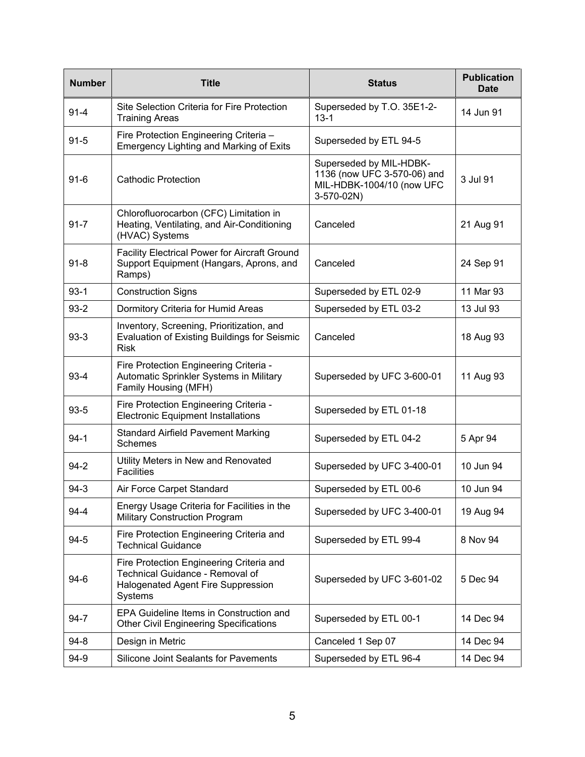| Number | Title | Status | Publication Date |
|---|---|---|---|
| 91-4 | Site Selection Criteria for Fire Protection Training Areas | Superseded by T.O. 35E1-2-13-1 | 14 Jun 91 |
| 91-5 | Fire Protection Engineering Criteria – Emergency Lighting and Marking of Exits | Superseded by ETL 94-5 | |
| 91-6 | Cathodic Protection | Superseded by MIL-HDBK-1136 (now UFC 3-570-06) and MIL-HDBK-1004/10 (now UFC 3-570-02N) | 3 Jul 91 |
| 91-7 | Chlorofluorocarbon (CFC) Limitation in Heating, Ventilating, and Air-Conditioning (HVAC) Systems | Canceled | 21 Aug 91 |
| 91-8 | Facility Electrical Power for Aircraft Ground Support Equipment (Hangars, Aprons, and Ramps) | Canceled | 24 Sep 91 |
| 93-1 | Construction Signs | Superseded by ETL 02-9 | 11 Mar 93 |
| 93-2 | Dormitory Criteria for Humid Areas | Superseded by ETL 03-2 | 13 Jul 93 |
| 93-3 | Inventory, Screening, Prioritization, and Evaluation of Existing Buildings for Seismic Risk | Canceled | 18 Aug 93 |
| 93-4 | Fire Protection Engineering Criteria - Automatic Sprinkler Systems in Military Family Housing (MFH) | Superseded by UFC 3-600-01 | 11 Aug 93 |
| 93-5 | Fire Protection Engineering Criteria - Electronic Equipment Installations | Superseded by ETL 01-18 | |
| 94-1 | Standard Airfield Pavement Marking Schemes | Superseded by ETL 04-2 | 5 Apr 94 |
| 94-2 | Utility Meters in New and Renovated Facilities | Superseded by UFC 3-400-01 | 10 Jun 94 |
| 94-3 | Air Force Carpet Standard | Superseded by ETL 00-6 | 10 Jun 94 |
| 94-4 | Energy Usage Criteria for Facilities in the Military Construction Program | Superseded by UFC 3-400-01 | 19 Aug 94 |
| 94-5 | Fire Protection Engineering Criteria and Technical Guidance | Superseded by ETL 99-4 | 8 Nov 94 |
| 94-6 | Fire Protection Engineering Criteria and Technical Guidance - Removal of Halogenated Agent Fire Suppression Systems | Superseded by UFC 3-601-02 | 5 Dec 94 |
| 94-7 | EPA Guideline Items in Construction and Other Civil Engineering Specifications | Superseded by ETL 00-1 | 14 Dec 94 |
| 94-8 | Design in Metric | Canceled 1 Sep 07 | 14 Dec 94 |
| 94-9 | Silicone Joint Sealants for Pavements | Superseded by ETL 96-4 | 14 Dec 94 |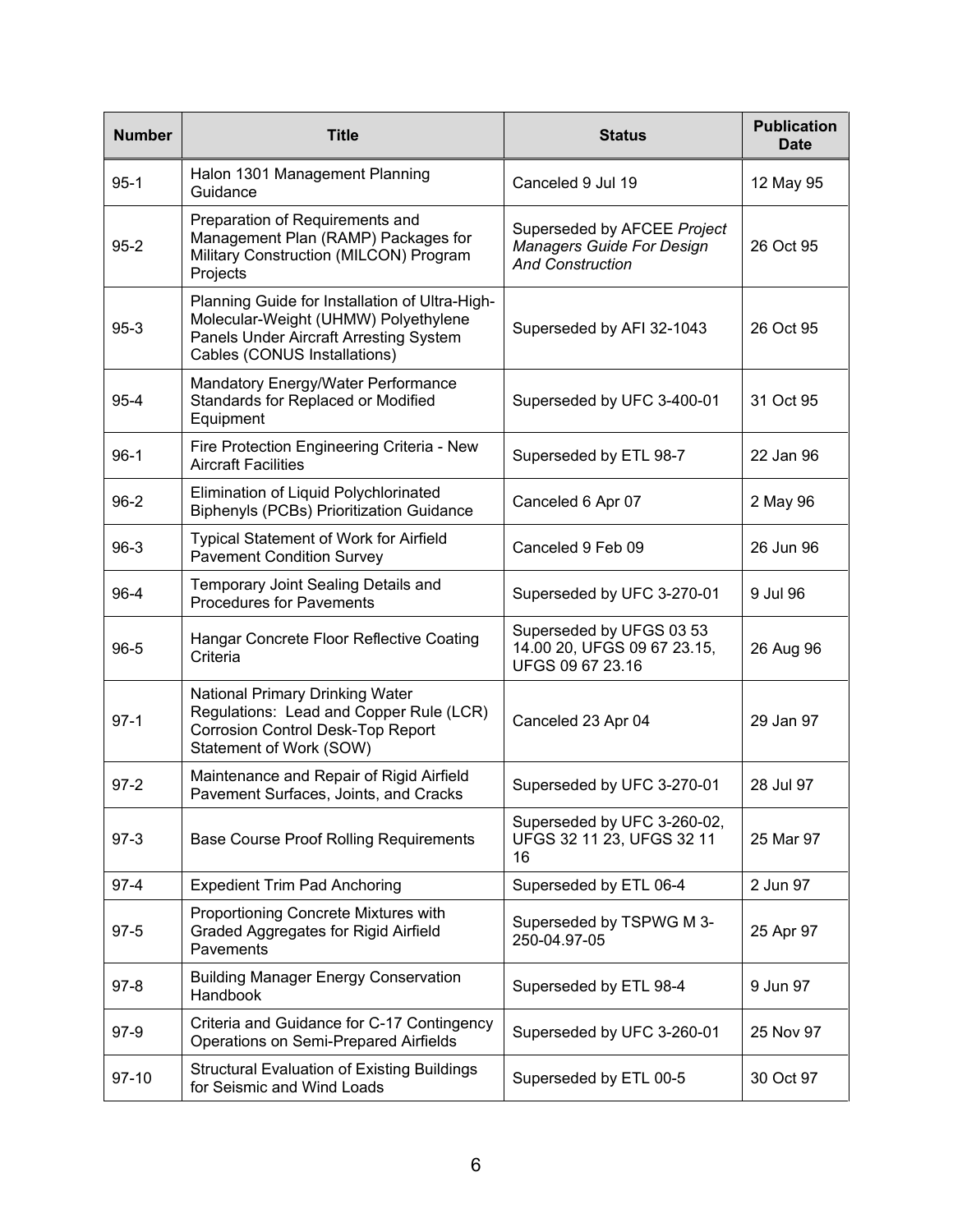| Number | Title | Status | Publication Date |
|---|---|---|---|
| 95-1 | Halon 1301 Management Planning Guidance | Canceled 9 Jul 19 | 12 May 95 |
| 95-2 | Preparation of Requirements and Management Plan (RAMP) Packages for Military Construction (MILCON) Program Projects | Superseded by AFCEE *Project Managers Guide For Design And Construction* | 26 Oct 95 |
| 95-3 | Planning Guide for Installation of Ultra-High-Molecular-Weight (UHMW) Polyethylene Panels Under Aircraft Arresting System Cables (CONUS Installations) | Superseded by AFI 32-1043 | 26 Oct 95 |
| 95-4 | Mandatory Energy/Water Performance Standards for Replaced or Modified Equipment | Superseded by UFC 3-400-01 | 31 Oct 95 |
| 96-1 | Fire Protection Engineering Criteria - New Aircraft Facilities | Superseded by ETL 98-7 | 22 Jan 96 |
| 96-2 | Elimination of Liquid Polychlorinated Biphenyls (PCBs) Prioritization Guidance | Canceled 6 Apr 07 | 2 May 96 |
| 96-3 | Typical Statement of Work for Airfield Pavement Condition Survey | Canceled 9 Feb 09 | 26 Jun 96 |
| 96-4 | Temporary Joint Sealing Details and Procedures for Pavements | Superseded by UFC 3-270-01 | 9 Jul 96 |
| 96-5 | Hangar Concrete Floor Reflective Coating Criteria | Superseded by UFGS 03 53 14.00 20, UFGS 09 67 23.15, UFGS 09 67 23.16 | 26 Aug 96 |
| 97-1 | National Primary Drinking Water Regulations: Lead and Copper Rule (LCR) Corrosion Control Desk-Top Report Statement of Work (SOW) | Canceled 23 Apr 04 | 29 Jan 97 |
| 97-2 | Maintenance and Repair of Rigid Airfield Pavement Surfaces, Joints, and Cracks | Superseded by UFC 3-270-01 | 28 Jul 97 |
| 97-3 | Base Course Proof Rolling Requirements | Superseded by UFC 3-260-02, UFGS 32 11 23, UFGS 32 11 16 | 25 Mar 97 |
| 97-4 | Expedient Trim Pad Anchoring | Superseded by ETL 06-4 | 2 Jun 97 |
| 97-5 | Proportioning Concrete Mixtures with Graded Aggregates for Rigid Airfield Pavements | Superseded by TSPWG M 3-250-04.97-05 | 25 Apr 97 |
| 97-8 | Building Manager Energy Conservation Handbook | Superseded by ETL 98-4 | 9 Jun 97 |
| 97-9 | Criteria and Guidance for C-17 Contingency Operations on Semi-Prepared Airfields | Superseded by UFC 3-260-01 | 25 Nov 97 |
| 97-10 | Structural Evaluation of Existing Buildings for Seismic and Wind Loads | Superseded by ETL 00-5 | 30 Oct 97 |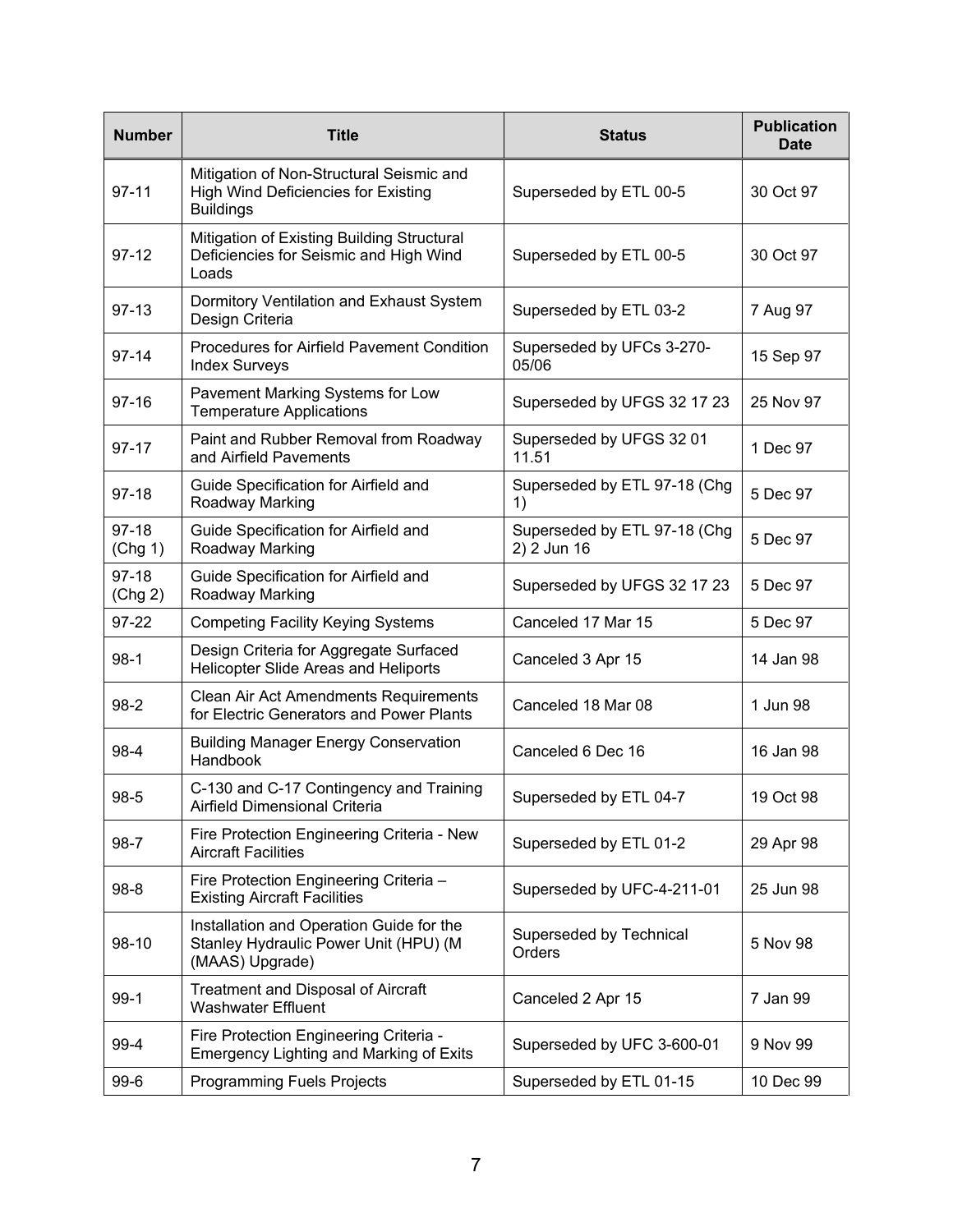| Number | Title | Status | Publication Date |
|---|---|---|---|
| 97-11 | Mitigation of Non-Structural Seismic and High Wind Deficiencies for Existing Buildings | Superseded by ETL 00-5 | 30 Oct 97 |
| 97-12 | Mitigation of Existing Building Structural Deficiencies for Seismic and High Wind Loads | Superseded by ETL 00-5 | 30 Oct 97 |
| 97-13 | Dormitory Ventilation and Exhaust System Design Criteria | Superseded by ETL 03-2 | 7 Aug 97 |
| 97-14 | Procedures for Airfield Pavement Condition Index Surveys | Superseded by UFCs 3-270-05/06 | 15 Sep 97 |
| 97-16 | Pavement Marking Systems for Low Temperature Applications | Superseded by UFGS 32 17 23 | 25 Nov 97 |
| 97-17 | Paint and Rubber Removal from Roadway and Airfield Pavements | Superseded by UFGS 32 01 11.51 | 1 Dec 97 |
| 97-18 | Guide Specification for Airfield and Roadway Marking | Superseded by ETL 97-18 (Chg 1) | 5 Dec 97 |
| 97-18 (Chg 1) | Guide Specification for Airfield and Roadway Marking | Superseded by ETL 97-18 (Chg 2) 2 Jun 16 | 5 Dec 97 |
| 97-18 (Chg 2) | Guide Specification for Airfield and Roadway Marking | Superseded by UFGS 32 17 23 | 5 Dec 97 |
| 97-22 | Competing Facility Keying Systems | Canceled 17 Mar 15 | 5 Dec 97 |
| 98-1 | Design Criteria for Aggregate Surfaced Helicopter Slide Areas and Heliports | Canceled 3 Apr 15 | 14 Jan 98 |
| 98-2 | Clean Air Act Amendments Requirements for Electric Generators and Power Plants | Canceled 18 Mar 08 | 1 Jun 98 |
| 98-4 | Building Manager Energy Conservation Handbook | Canceled 6 Dec 16 | 16 Jan 98 |
| 98-5 | C-130 and C-17 Contingency and Training Airfield Dimensional Criteria | Superseded by ETL 04-7 | 19 Oct 98 |
| 98-7 | Fire Protection Engineering Criteria - New Aircraft Facilities | Superseded by ETL 01-2 | 29 Apr 98 |
| 98-8 | Fire Protection Engineering Criteria – Existing Aircraft Facilities | Superseded by UFC-4-211-01 | 25 Jun 98 |
| 98-10 | Installation and Operation Guide for the Stanley Hydraulic Power Unit (HPU) (M (MAAS) Upgrade) | Superseded by Technical Orders | 5 Nov 98 |
| 99-1 | Treatment and Disposal of Aircraft Washwater Effluent | Canceled 2 Apr 15 | 7 Jan 99 |
| 99-4 | Fire Protection Engineering Criteria - Emergency Lighting and Marking of Exits | Superseded by UFC 3-600-01 | 9 Nov 99 |
| 99-6 | Programming Fuels Projects | Superseded by ETL 01-15 | 10 Dec 99 |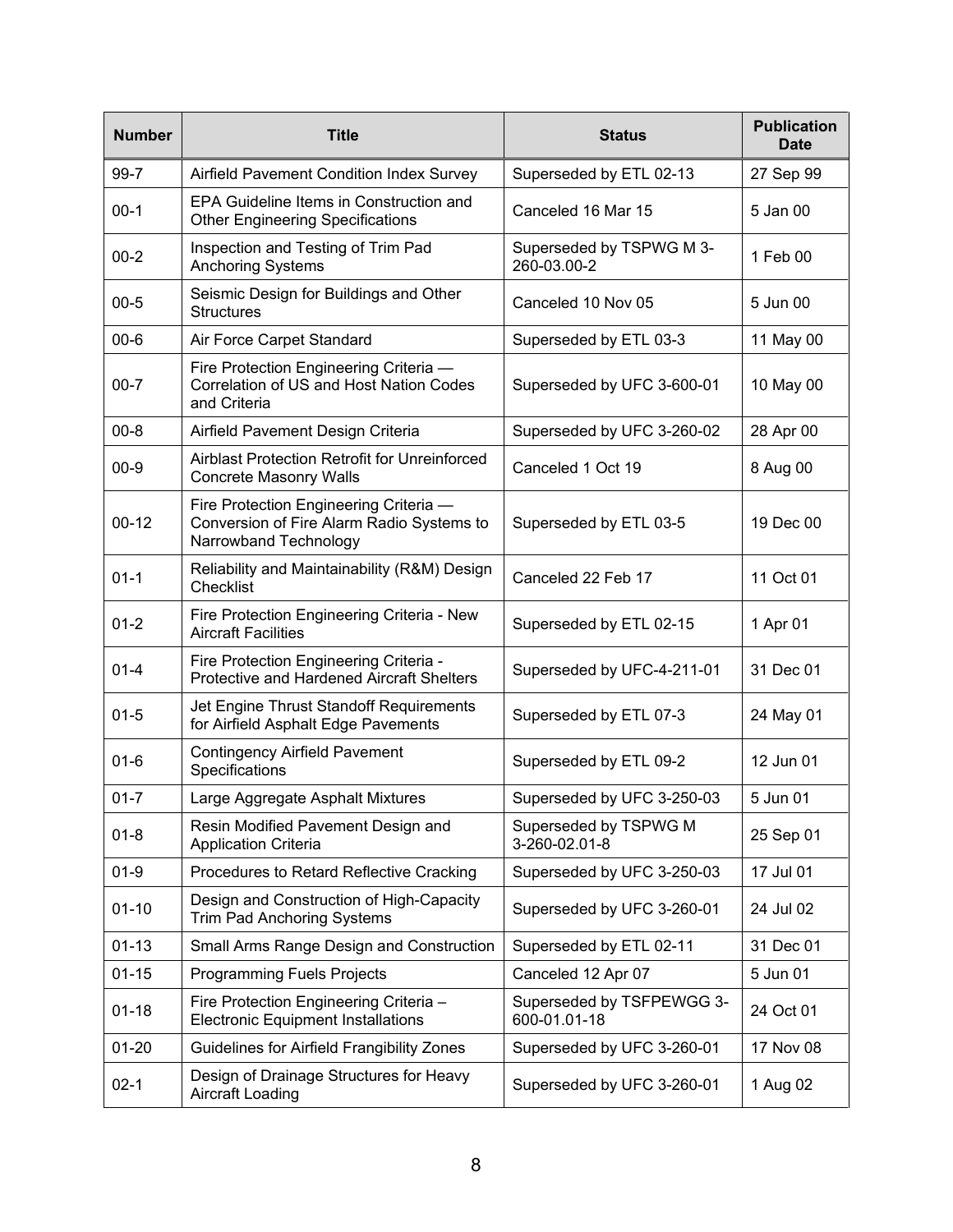| Number | Title | Status | Publication Date |
|---|---|---|---|
| 99-7 | Airfield Pavement Condition Index Survey | Superseded by ETL 02-13 | 27 Sep 99 |
| 00-1 | EPA Guideline Items in Construction and Other Engineering Specifications | Canceled 16 Mar 15 | 5 Jan 00 |
| 00-2 | Inspection and Testing of Trim Pad Anchoring Systems | Superseded by TSPWG M 3-260-03.00-2 | 1 Feb 00 |
| 00-5 | Seismic Design for Buildings and Other Structures | Canceled 10 Nov 05 | 5 Jun 00 |
| 00-6 | Air Force Carpet Standard | Superseded by ETL 03-3 | 11 May 00 |
| 00-7 | Fire Protection Engineering Criteria — Correlation of US and Host Nation Codes and Criteria | Superseded by UFC 3-600-01 | 10 May 00 |
| 00-8 | Airfield Pavement Design Criteria | Superseded by UFC 3-260-02 | 28 Apr 00 |
| 00-9 | Airblast Protection Retrofit for Unreinforced Concrete Masonry Walls | Canceled 1 Oct 19 | 8 Aug 00 |
| 00-12 | Fire Protection Engineering Criteria — Conversion of Fire Alarm Radio Systems to Narrowband Technology | Superseded by ETL 03-5 | 19 Dec 00 |
| 01-1 | Reliability and Maintainability (R&M) Design Checklist | Canceled 22 Feb 17 | 11 Oct 01 |
| 01-2 | Fire Protection Engineering Criteria - New Aircraft Facilities | Superseded by ETL 02-15 | 1 Apr 01 |
| 01-4 | Fire Protection Engineering Criteria - Protective and Hardened Aircraft Shelters | Superseded by UFC-4-211-01 | 31 Dec 01 |
| 01-5 | Jet Engine Thrust Standoff Requirements for Airfield Asphalt Edge Pavements | Superseded by ETL 07-3 | 24 May 01 |
| 01-6 | Contingency Airfield Pavement Specifications | Superseded by ETL 09-2 | 12 Jun 01 |
| 01-7 | Large Aggregate Asphalt Mixtures | Superseded by UFC 3-250-03 | 5 Jun 01 |
| 01-8 | Resin Modified Pavement Design and Application Criteria | Superseded by TSPWG M 3-260-02.01-8 | 25 Sep 01 |
| 01-9 | Procedures to Retard Reflective Cracking | Superseded by UFC 3-250-03 | 17 Jul 01 |
| 01-10 | Design and Construction of High-Capacity Trim Pad Anchoring Systems | Superseded by UFC 3-260-01 | 24 Jul 02 |
| 01-13 | Small Arms Range Design and Construction | Superseded by ETL 02-11 | 31 Dec 01 |
| 01-15 | Programming Fuels Projects | Canceled 12 Apr 07 | 5 Jun 01 |
| 01-18 | Fire Protection Engineering Criteria – Electronic Equipment Installations | Superseded by TSFPEWGG 3-600-01.01-18 | 24 Oct 01 |
| 01-20 | Guidelines for Airfield Frangibility Zones | Superseded by UFC 3-260-01 | 17 Nov 08 |
| 02-1 | Design of Drainage Structures for Heavy Aircraft Loading | Superseded by UFC 3-260-01 | 1 Aug 02 |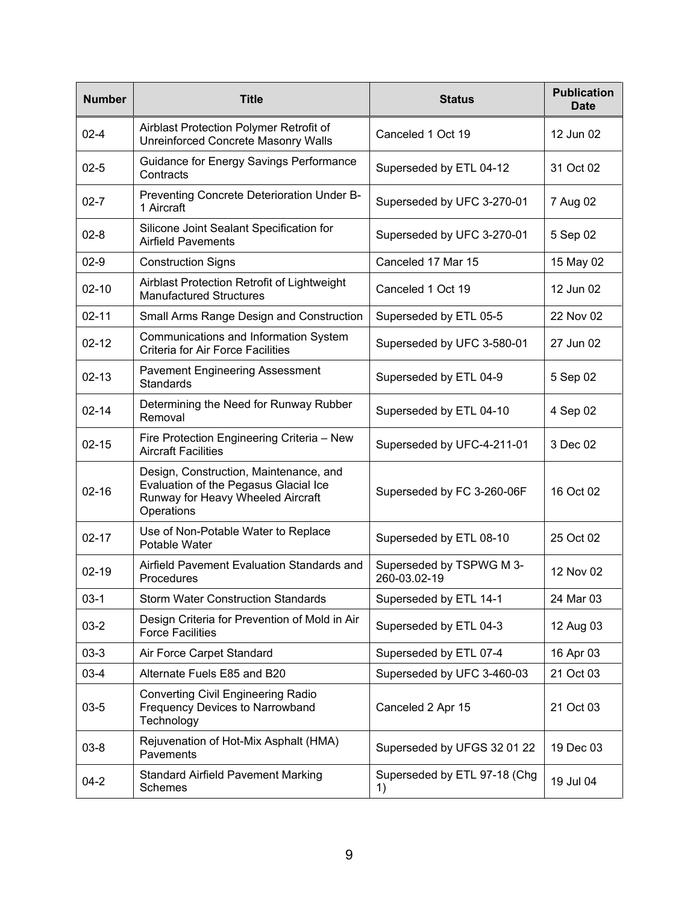| Number | Title | Status | Publication Date |
|---|---|---|---|
| 02-4 | Airblast Protection Polymer Retrofit of Unreinforced Concrete Masonry Walls | Canceled 1 Oct 19 | 12 Jun 02 |
| 02-5 | Guidance for Energy Savings Performance Contracts | Superseded by ETL 04-12 | 31 Oct 02 |
| 02-7 | Preventing Concrete Deterioration Under B-1 Aircraft | Superseded by UFC 3-270-01 | 7 Aug 02 |
| 02-8 | Silicone Joint Sealant Specification for Airfield Pavements | Superseded by UFC 3-270-01 | 5 Sep 02 |
| 02-9 | Construction Signs | Canceled 17 Mar 15 | 15 May 02 |
| 02-10 | Airblast Protection Retrofit of Lightweight Manufactured Structures | Canceled 1 Oct 19 | 12 Jun 02 |
| 02-11 | Small Arms Range Design and Construction | Superseded by ETL 05-5 | 22 Nov 02 |
| 02-12 | Communications and Information System Criteria for Air Force Facilities | Superseded by UFC 3-580-01 | 27 Jun 02 |
| 02-13 | Pavement Engineering Assessment Standards | Superseded by ETL 04-9 | 5 Sep 02 |
| 02-14 | Determining the Need for Runway Rubber Removal | Superseded by ETL 04-10 | 4 Sep 02 |
| 02-15 | Fire Protection Engineering Criteria – New Aircraft Facilities | Superseded by UFC-4-211-01 | 3 Dec 02 |
| 02-16 | Design, Construction, Maintenance, and Evaluation of the Pegasus Glacial Ice Runway for Heavy Wheeled Aircraft Operations | Superseded by FC 3-260-06F | 16 Oct 02 |
| 02-17 | Use of Non-Potable Water to Replace Potable Water | Superseded by ETL 08-10 | 25 Oct 02 |
| 02-19 | Airfield Pavement Evaluation Standards and Procedures | Superseded by TSPWG M 3-260-03.02-19 | 12 Nov 02 |
| 03-1 | Storm Water Construction Standards | Superseded by ETL 14-1 | 24 Mar 03 |
| 03-2 | Design Criteria for Prevention of Mold in Air Force Facilities | Superseded by ETL 04-3 | 12 Aug 03 |
| 03-3 | Air Force Carpet Standard | Superseded by ETL 07-4 | 16 Apr 03 |
| 03-4 | Alternate Fuels E85 and B20 | Superseded by UFC 3-460-03 | 21 Oct 03 |
| 03-5 | Converting Civil Engineering Radio Frequency Devices to Narrowband Technology | Canceled 2 Apr 15 | 21 Oct 03 |
| 03-8 | Rejuvenation of Hot-Mix Asphalt (HMA) Pavements | Superseded by UFGS 32 01 22 | 19 Dec 03 |
| 04-2 | Standard Airfield Pavement Marking Schemes | Superseded by ETL 97-18 (Chg 1) | 19 Jul 04 |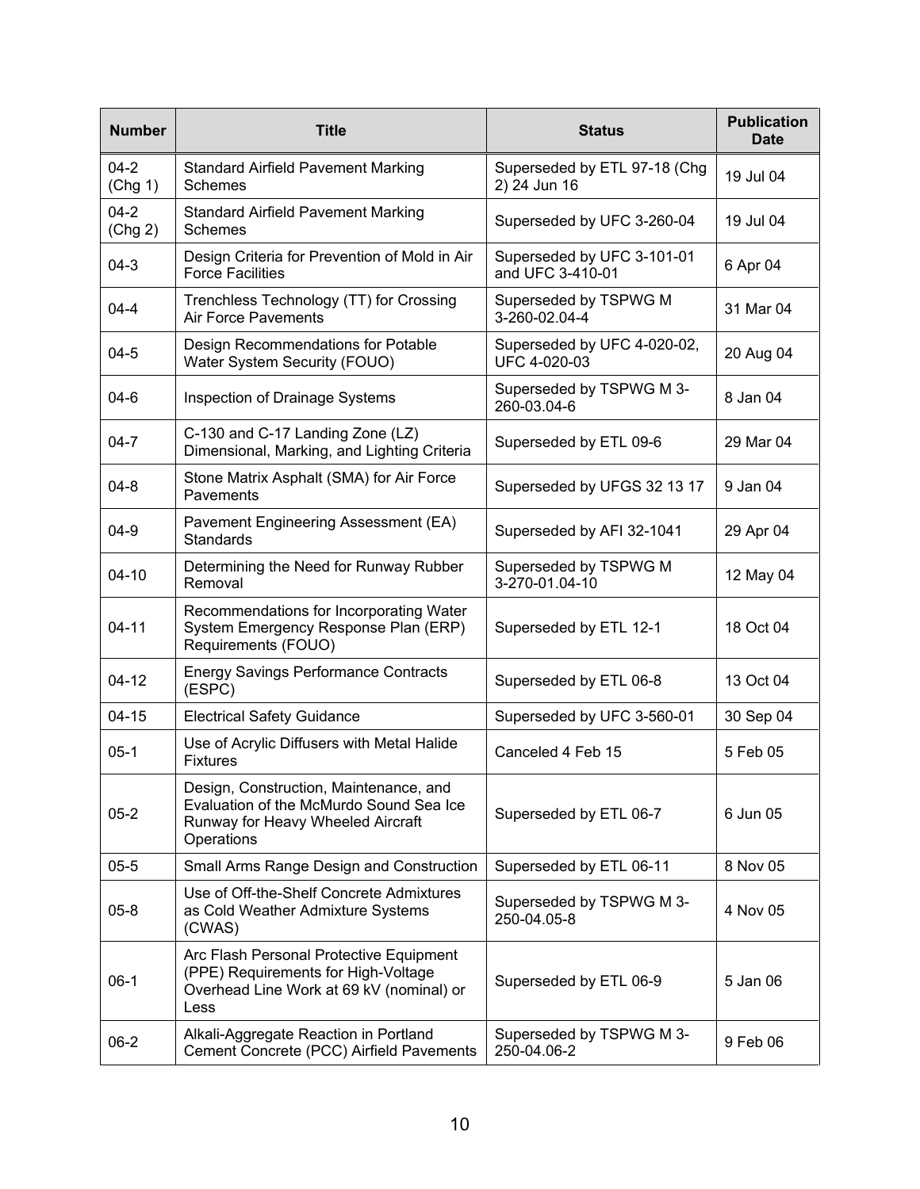| Number | Title | Status | Publication Date |
|---|---|---|---|
| 04-2 (Chg 1) | Standard Airfield Pavement Marking Schemes | Superseded by ETL 97-18 (Chg 2) 24 Jun 16 | 19 Jul 04 |
| 04-2 (Chg 2) | Standard Airfield Pavement Marking Schemes | Superseded by UFC 3-260-04 | 19 Jul 04 |
| 04-3 | Design Criteria for Prevention of Mold in Air Force Facilities | Superseded by UFC 3-101-01 and UFC 3-410-01 | 6 Apr 04 |
| 04-4 | Trenchless Technology (TT) for Crossing Air Force Pavements | Superseded by TSPWG M 3-260-02.04-4 | 31 Mar 04 |
| 04-5 | Design Recommendations for Potable Water System Security (FOUO) | Superseded by UFC 4-020-02, UFC 4-020-03 | 20 Aug 04 |
| 04-6 | Inspection of Drainage Systems | Superseded by TSPWG M 3-260-03.04-6 | 8 Jan 04 |
| 04-7 | C-130 and C-17 Landing Zone (LZ) Dimensional, Marking, and Lighting Criteria | Superseded by ETL 09-6 | 29 Mar 04 |
| 04-8 | Stone Matrix Asphalt (SMA) for Air Force Pavements | Superseded by UFGS 32 13 17 | 9 Jan 04 |
| 04-9 | Pavement Engineering Assessment (EA) Standards | Superseded by AFI 32-1041 | 29 Apr 04 |
| 04-10 | Determining the Need for Runway Rubber Removal | Superseded by TSPWG M 3-270-01.04-10 | 12 May 04 |
| 04-11 | Recommendations for Incorporating Water System Emergency Response Plan (ERP) Requirements (FOUO) | Superseded by ETL 12-1 | 18 Oct 04 |
| 04-12 | Energy Savings Performance Contracts (ESPC) | Superseded by ETL 06-8 | 13 Oct 04 |
| 04-15 | Electrical Safety Guidance | Superseded by UFC 3-560-01 | 30 Sep 04 |
| 05-1 | Use of Acrylic Diffusers with Metal Halide Fixtures | Canceled 4 Feb 15 | 5 Feb 05 |
| 05-2 | Design, Construction, Maintenance, and Evaluation of the McMurdo Sound Sea Ice Runway for Heavy Wheeled Aircraft Operations | Superseded by ETL 06-7 | 6 Jun 05 |
| 05-5 | Small Arms Range Design and Construction | Superseded by ETL 06-11 | 8 Nov 05 |
| 05-8 | Use of Off-the-Shelf Concrete Admixtures as Cold Weather Admixture Systems (CWAS) | Superseded by TSPWG M 3-250-04.05-8 | 4 Nov 05 |
| 06-1 | Arc Flash Personal Protective Equipment (PPE) Requirements for High-Voltage Overhead Line Work at 69 kV (nominal) or Less | Superseded by ETL 06-9 | 5 Jan 06 |
| 06-2 | Alkali-Aggregate Reaction in Portland Cement Concrete (PCC) Airfield Pavements | Superseded by TSPWG M 3-250-04.06-2 | 9 Feb 06 |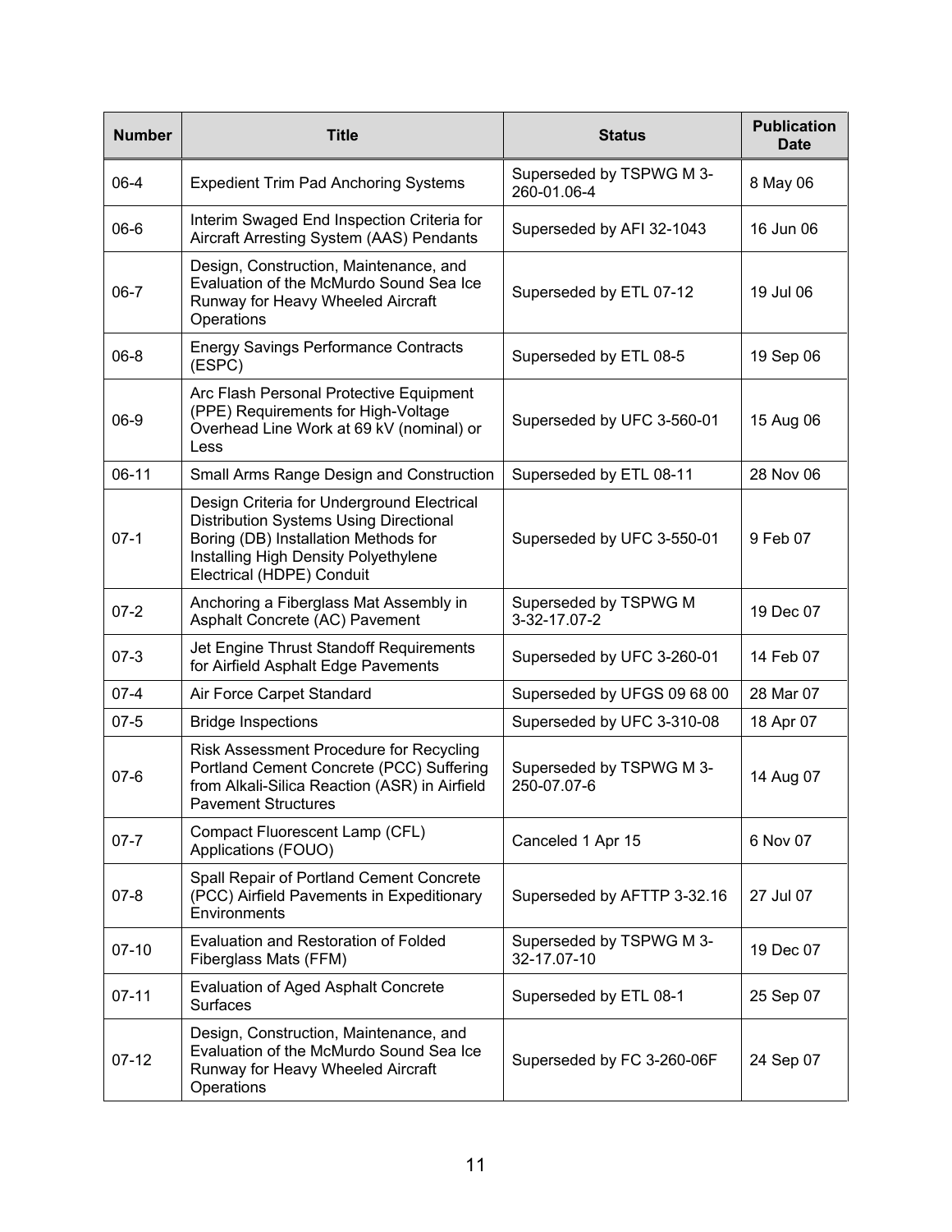| Number | Title | Status | Publication Date |
|---|---|---|---|
| 06-4 | Expedient Trim Pad Anchoring Systems | Superseded by TSPWG M 3-260-01.06-4 | 8 May 06 |
| 06-6 | Interim Swaged End Inspection Criteria for Aircraft Arresting System (AAS) Pendants | Superseded by AFI 32-1043 | 16 Jun 06 |
| 06-7 | Design, Construction, Maintenance, and Evaluation of the McMurdo Sound Sea Ice Runway for Heavy Wheeled Aircraft Operations | Superseded by ETL 07-12 | 19 Jul 06 |
| 06-8 | Energy Savings Performance Contracts (ESPC) | Superseded by ETL 08-5 | 19 Sep 06 |
| 06-9 | Arc Flash Personal Protective Equipment (PPE) Requirements for High-Voltage Overhead Line Work at 69 kV (nominal) or Less | Superseded by UFC 3-560-01 | 15 Aug 06 |
| 06-11 | Small Arms Range Design and Construction | Superseded by ETL 08-11 | 28 Nov 06 |
| 07-1 | Design Criteria for Underground Electrical Distribution Systems Using Directional Boring (DB) Installation Methods for Installing High Density Polyethylene Electrical (HDPE) Conduit | Superseded by UFC 3-550-01 | 9 Feb 07 |
| 07-2 | Anchoring a Fiberglass Mat Assembly in Asphalt Concrete (AC) Pavement | Superseded by TSPWG M 3-32-17.07-2 | 19 Dec 07 |
| 07-3 | Jet Engine Thrust Standoff Requirements for Airfield Asphalt Edge Pavements | Superseded by UFC 3-260-01 | 14 Feb 07 |
| 07-4 | Air Force Carpet Standard | Superseded by UFGS 09 68 00 | 28 Mar 07 |
| 07-5 | Bridge Inspections | Superseded by UFC 3-310-08 | 18 Apr 07 |
| 07-6 | Risk Assessment Procedure for Recycling Portland Cement Concrete (PCC) Suffering from Alkali-Silica Reaction (ASR) in Airfield Pavement Structures | Superseded by TSPWG M 3-250-07.07-6 | 14 Aug 07 |
| 07-7 | Compact Fluorescent Lamp (CFL) Applications (FOUO) | Canceled 1 Apr 15 | 6 Nov 07 |
| 07-8 | Spall Repair of Portland Cement Concrete (PCC) Airfield Pavements in Expeditionary Environments | Superseded by AFTTP 3-32.16 | 27 Jul 07 |
| 07-10 | Evaluation and Restoration of Folded Fiberglass Mats (FFM) | Superseded by TSPWG M 3-32-17.07-10 | 19 Dec 07 |
| 07-11 | Evaluation of Aged Asphalt Concrete Surfaces | Superseded by ETL 08-1 | 25 Sep 07 |
| 07-12 | Design, Construction, Maintenance, and Evaluation of the McMurdo Sound Sea Ice Runway for Heavy Wheeled Aircraft Operations | Superseded by FC 3-260-06F | 24 Sep 07 |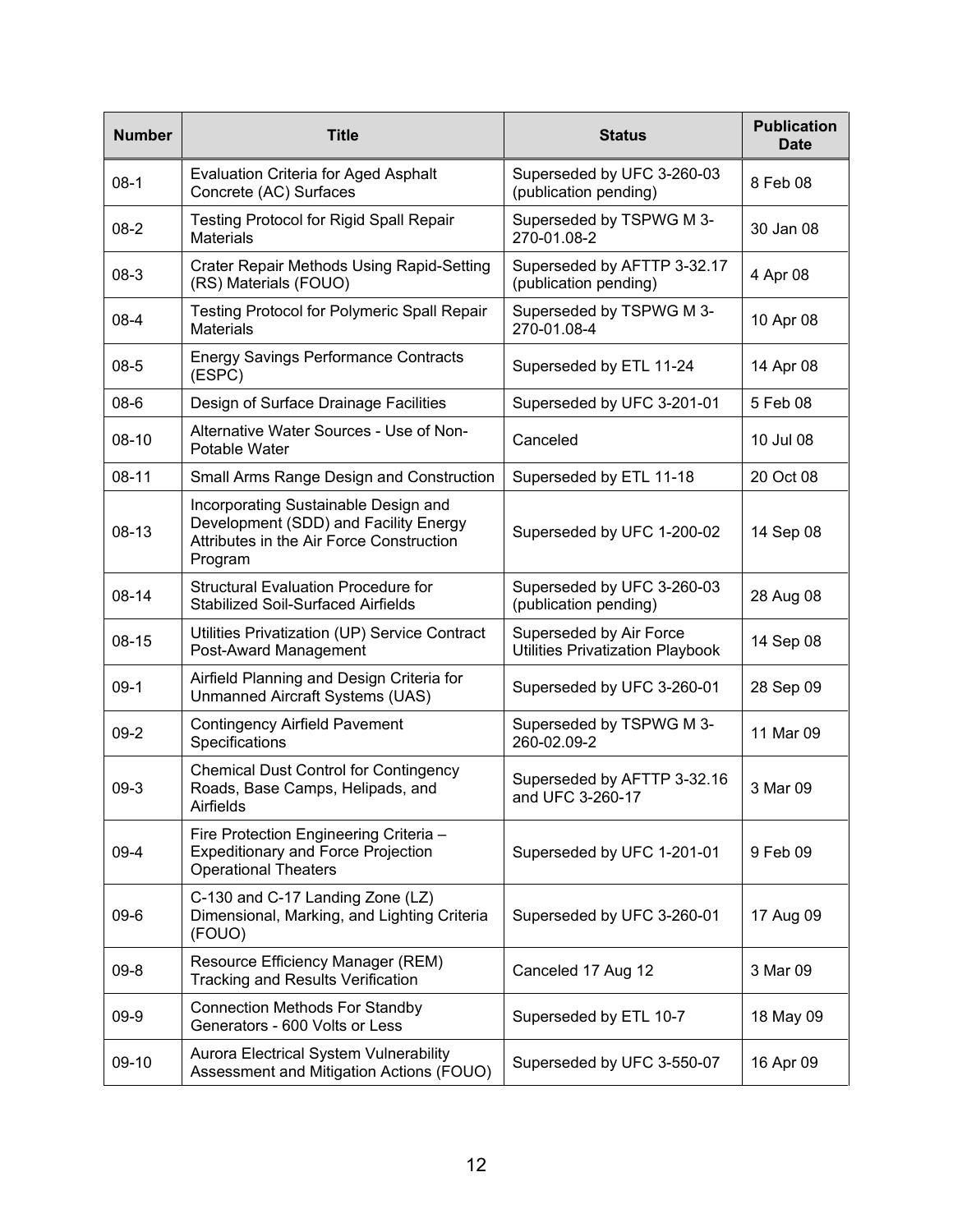| Number | Title | Status | Publication Date |
|---|---|---|---|
| 08-1 | Evaluation Criteria for Aged Asphalt Concrete (AC) Surfaces | Superseded by UFC 3-260-03 (publication pending) | 8 Feb 08 |
| 08-2 | Testing Protocol for Rigid Spall Repair Materials | Superseded by TSPWG M 3-270-01.08-2 | 30 Jan 08 |
| 08-3 | Crater Repair Methods Using Rapid-Setting (RS) Materials (FOUO) | Superseded by AFTTP 3-32.17 (publication pending) | 4 Apr 08 |
| 08-4 | Testing Protocol for Polymeric Spall Repair Materials | Superseded by TSPWG M 3-270-01.08-4 | 10 Apr 08 |
| 08-5 | Energy Savings Performance Contracts (ESPC) | Superseded by ETL 11-24 | 14 Apr 08 |
| 08-6 | Design of Surface Drainage Facilities | Superseded by UFC 3-201-01 | 5 Feb 08 |
| 08-10 | Alternative Water Sources - Use of Non-Potable Water | Canceled | 10 Jul 08 |
| 08-11 | Small Arms Range Design and Construction | Superseded by ETL 11-18 | 20 Oct 08 |
| 08-13 | Incorporating Sustainable Design and Development (SDD) and Facility Energy Attributes in the Air Force Construction Program | Superseded by UFC 1-200-02 | 14 Sep 08 |
| 08-14 | Structural Evaluation Procedure for Stabilized Soil-Surfaced Airfields | Superseded by UFC 3-260-03 (publication pending) | 28 Aug 08 |
| 08-15 | Utilities Privatization (UP) Service Contract Post-Award Management | Superseded by Air Force Utilities Privatization Playbook | 14 Sep 08 |
| 09-1 | Airfield Planning and Design Criteria for Unmanned Aircraft Systems (UAS) | Superseded by UFC 3-260-01 | 28 Sep 09 |
| 09-2 | Contingency Airfield Pavement Specifications | Superseded by TSPWG M 3-260-02.09-2 | 11 Mar 09 |
| 09-3 | Chemical Dust Control for Contingency Roads, Base Camps, Helipads, and Airfields | Superseded by AFTTP 3-32.16 and UFC 3-260-17 | 3 Mar 09 |
| 09-4 | Fire Protection Engineering Criteria – Expeditionary and Force Projection Operational Theaters | Superseded by UFC 1-201-01 | 9 Feb 09 |
| 09-6 | C-130 and C-17 Landing Zone (LZ) Dimensional, Marking, and Lighting Criteria (FOUO) | Superseded by UFC 3-260-01 | 17 Aug 09 |
| 09-8 | Resource Efficiency Manager (REM) Tracking and Results Verification | Canceled 17 Aug 12 | 3 Mar 09 |
| 09-9 | Connection Methods For Standby Generators - 600 Volts or Less | Superseded by ETL 10-7 | 18 May 09 |
| 09-10 | Aurora Electrical System Vulnerability Assessment and Mitigation Actions (FOUO) | Superseded by UFC 3-550-07 | 16 Apr 09 |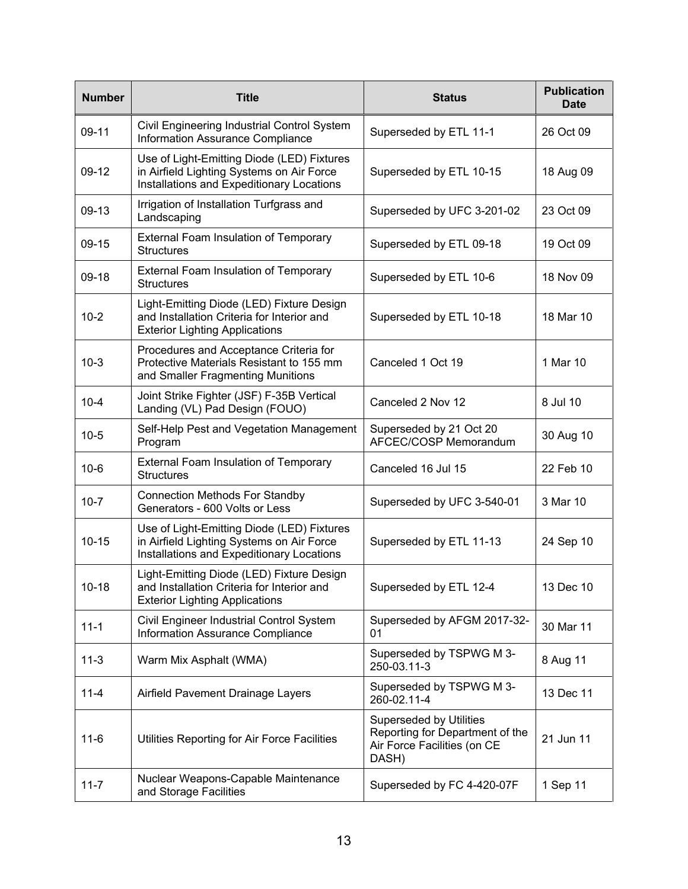| Number | Title | Status | Publication Date |
|---|---|---|---|
| 09-11 | Civil Engineering Industrial Control System Information Assurance Compliance | Superseded by ETL 11-1 | 26 Oct 09 |
| 09-12 | Use of Light-Emitting Diode (LED) Fixtures in Airfield Lighting Systems on Air Force Installations and Expeditionary Locations | Superseded by ETL 10-15 | 18 Aug 09 |
| 09-13 | Irrigation of Installation Turfgrass and Landscaping | Superseded by UFC 3-201-02 | 23 Oct 09 |
| 09-15 | External Foam Insulation of Temporary Structures | Superseded by ETL 09-18 | 19 Oct 09 |
| 09-18 | External Foam Insulation of Temporary Structures | Superseded by ETL 10-6 | 18 Nov 09 |
| 10-2 | Light-Emitting Diode (LED) Fixture Design and Installation Criteria for Interior and Exterior Lighting Applications | Superseded by ETL 10-18 | 18 Mar 10 |
| 10-3 | Procedures and Acceptance Criteria for Protective Materials Resistant to 155 mm and Smaller Fragmenting Munitions | Canceled 1 Oct 19 | 1 Mar 10 |
| 10-4 | Joint Strike Fighter (JSF) F-35B Vertical Landing (VL) Pad Design (FOUO) | Canceled 2 Nov 12 | 8 Jul 10 |
| 10-5 | Self-Help Pest and Vegetation Management Program | Superseded by 21 Oct 20 AFCEC/COSP Memorandum | 30 Aug 10 |
| 10-6 | External Foam Insulation of Temporary Structures | Canceled 16 Jul 15 | 22 Feb 10 |
| 10-7 | Connection Methods For Standby Generators - 600 Volts or Less | Superseded by UFC 3-540-01 | 3 Mar 10 |
| 10-15 | Use of Light-Emitting Diode (LED) Fixtures in Airfield Lighting Systems on Air Force Installations and Expeditionary Locations | Superseded by ETL 11-13 | 24 Sep 10 |
| 10-18 | Light-Emitting Diode (LED) Fixture Design and Installation Criteria for Interior and Exterior Lighting Applications | Superseded by ETL 12-4 | 13 Dec 10 |
| 11-1 | Civil Engineer Industrial Control System Information Assurance Compliance | Superseded by AFGM 2017-32-01 | 30 Mar 11 |
| 11-3 | Warm Mix Asphalt (WMA) | Superseded by TSPWG M 3-250-03.11-3 | 8 Aug 11 |
| 11-4 | Airfield Pavement Drainage Layers | Superseded by TSPWG M 3-260-02.11-4 | 13 Dec 11 |
| 11-6 | Utilities Reporting for Air Force Facilities | Superseded by Utilities Reporting for Department of the Air Force Facilities (on CE DASH) | 21 Jun 11 |
| 11-7 | Nuclear Weapons-Capable Maintenance and Storage Facilities | Superseded by FC 4-420-07F | 1 Sep 11 |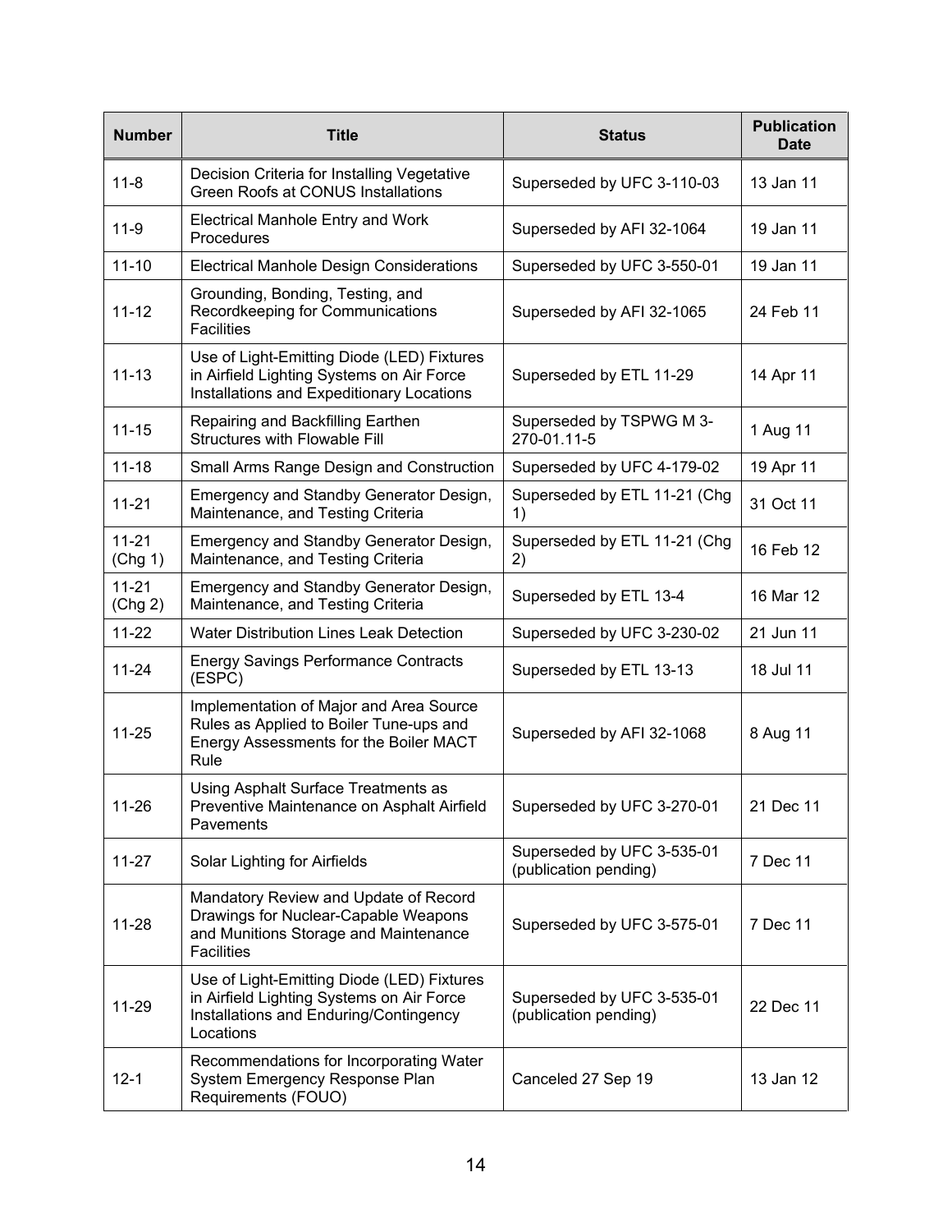| Number | Title | Status | Publication Date |
|---|---|---|---|
| 11-8 | Decision Criteria for Installing Vegetative Green Roofs at CONUS Installations | Superseded by UFC 3-110-03 | 13 Jan 11 |
| 11-9 | Electrical Manhole Entry and Work Procedures | Superseded by AFI 32-1064 | 19 Jan 11 |
| 11-10 | Electrical Manhole Design Considerations | Superseded by UFC 3-550-01 | 19 Jan 11 |
| 11-12 | Grounding, Bonding, Testing, and Recordkeeping for Communications Facilities | Superseded by AFI 32-1065 | 24 Feb 11 |
| 11-13 | Use of Light-Emitting Diode (LED) Fixtures in Airfield Lighting Systems on Air Force Installations and Expeditionary Locations | Superseded by ETL 11-29 | 14 Apr 11 |
| 11-15 | Repairing and Backfilling Earthen Structures with Flowable Fill | Superseded by TSPWG M 3-270-01.11-5 | 1 Aug 11 |
| 11-18 | Small Arms Range Design and Construction | Superseded by UFC 4-179-02 | 19 Apr 11 |
| 11-21 | Emergency and Standby Generator Design, Maintenance, and Testing Criteria | Superseded by ETL 11-21 (Chg 1) | 31 Oct 11 |
| 11-21 (Chg 1) | Emergency and Standby Generator Design, Maintenance, and Testing Criteria | Superseded by ETL 11-21 (Chg 2) | 16 Feb 12 |
| 11-21 (Chg 2) | Emergency and Standby Generator Design, Maintenance, and Testing Criteria | Superseded by ETL 13-4 | 16 Mar 12 |
| 11-22 | Water Distribution Lines Leak Detection | Superseded by UFC 3-230-02 | 21 Jun 11 |
| 11-24 | Energy Savings Performance Contracts (ESPC) | Superseded by ETL 13-13 | 18 Jul 11 |
| 11-25 | Implementation of Major and Area Source Rules as Applied to Boiler Tune-ups and Energy Assessments for the Boiler MACT Rule | Superseded by AFI 32-1068 | 8 Aug 11 |
| 11-26 | Using Asphalt Surface Treatments as Preventive Maintenance on Asphalt Airfield Pavements | Superseded by UFC 3-270-01 | 21 Dec 11 |
| 11-27 | Solar Lighting for Airfields | Superseded by UFC 3-535-01 (publication pending) | 7 Dec 11 |
| 11-28 | Mandatory Review and Update of Record Drawings for Nuclear-Capable Weapons and Munitions Storage and Maintenance Facilities | Superseded by UFC 3-575-01 | 7 Dec 11 |
| 11-29 | Use of Light-Emitting Diode (LED) Fixtures in Airfield Lighting Systems on Air Force Installations and Enduring/Contingency Locations | Superseded by UFC 3-535-01 (publication pending) | 22 Dec 11 |
| 12-1 | Recommendations for Incorporating Water System Emergency Response Plan Requirements (FOUO) | Canceled 27 Sep 19 | 13 Jan 12 |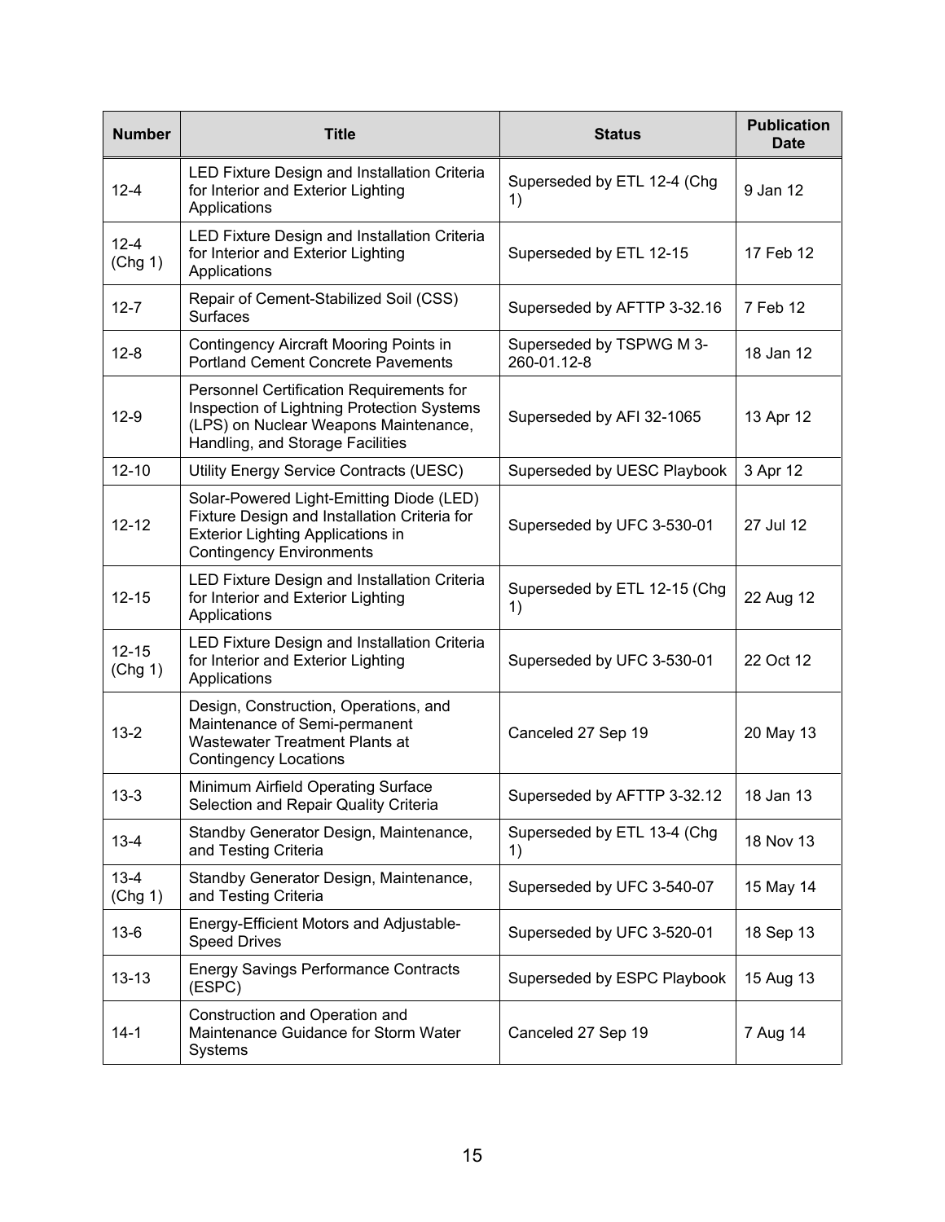| Number | Title | Status | Publication Date |
|---|---|---|---|
| 12-4 | LED Fixture Design and Installation Criteria for Interior and Exterior Lighting Applications | Superseded by ETL 12-4 (Chg 1) | 9 Jan 12 |
| 12-4 (Chg 1) | LED Fixture Design and Installation Criteria for Interior and Exterior Lighting Applications | Superseded by ETL 12-15 | 17 Feb 12 |
| 12-7 | Repair of Cement-Stabilized Soil (CSS) Surfaces | Superseded by AFTTP 3-32.16 | 7 Feb 12 |
| 12-8 | Contingency Aircraft Mooring Points in Portland Cement Concrete Pavements | Superseded by TSPWG M 3-260-01.12-8 | 18 Jan 12 |
| 12-9 | Personnel Certification Requirements for Inspection of Lightning Protection Systems (LPS) on Nuclear Weapons Maintenance, Handling, and Storage Facilities | Superseded by AFI 32-1065 | 13 Apr 12 |
| 12-10 | Utility Energy Service Contracts (UESC) | Superseded by UESC Playbook | 3 Apr 12 |
| 12-12 | Solar-Powered Light-Emitting Diode (LED) Fixture Design and Installation Criteria for Exterior Lighting Applications in Contingency Environments | Superseded by UFC 3-530-01 | 27 Jul 12 |
| 12-15 | LED Fixture Design and Installation Criteria for Interior and Exterior Lighting Applications | Superseded by ETL 12-15 (Chg 1) | 22 Aug 12 |
| 12-15 (Chg 1) | LED Fixture Design and Installation Criteria for Interior and Exterior Lighting Applications | Superseded by UFC 3-530-01 | 22 Oct 12 |
| 13-2 | Design, Construction, Operations, and Maintenance of Semi-permanent Wastewater Treatment Plants at Contingency Locations | Canceled 27 Sep 19 | 20 May 13 |
| 13-3 | Minimum Airfield Operating Surface Selection and Repair Quality Criteria | Superseded by AFTTP 3-32.12 | 18 Jan 13 |
| 13-4 | Standby Generator Design, Maintenance, and Testing Criteria | Superseded by ETL 13-4 (Chg 1) | 18 Nov 13 |
| 13-4 (Chg 1) | Standby Generator Design, Maintenance, and Testing Criteria | Superseded by UFC 3-540-07 | 15 May 14 |
| 13-6 | Energy-Efficient Motors and Adjustable-Speed Drives | Superseded by UFC 3-520-01 | 18 Sep 13 |
| 13-13 | Energy Savings Performance Contracts (ESPC) | Superseded by ESPC Playbook | 15 Aug 13 |
| 14-1 | Construction and Operation and Maintenance Guidance for Storm Water Systems | Canceled 27 Sep 19 | 7 Aug 14 |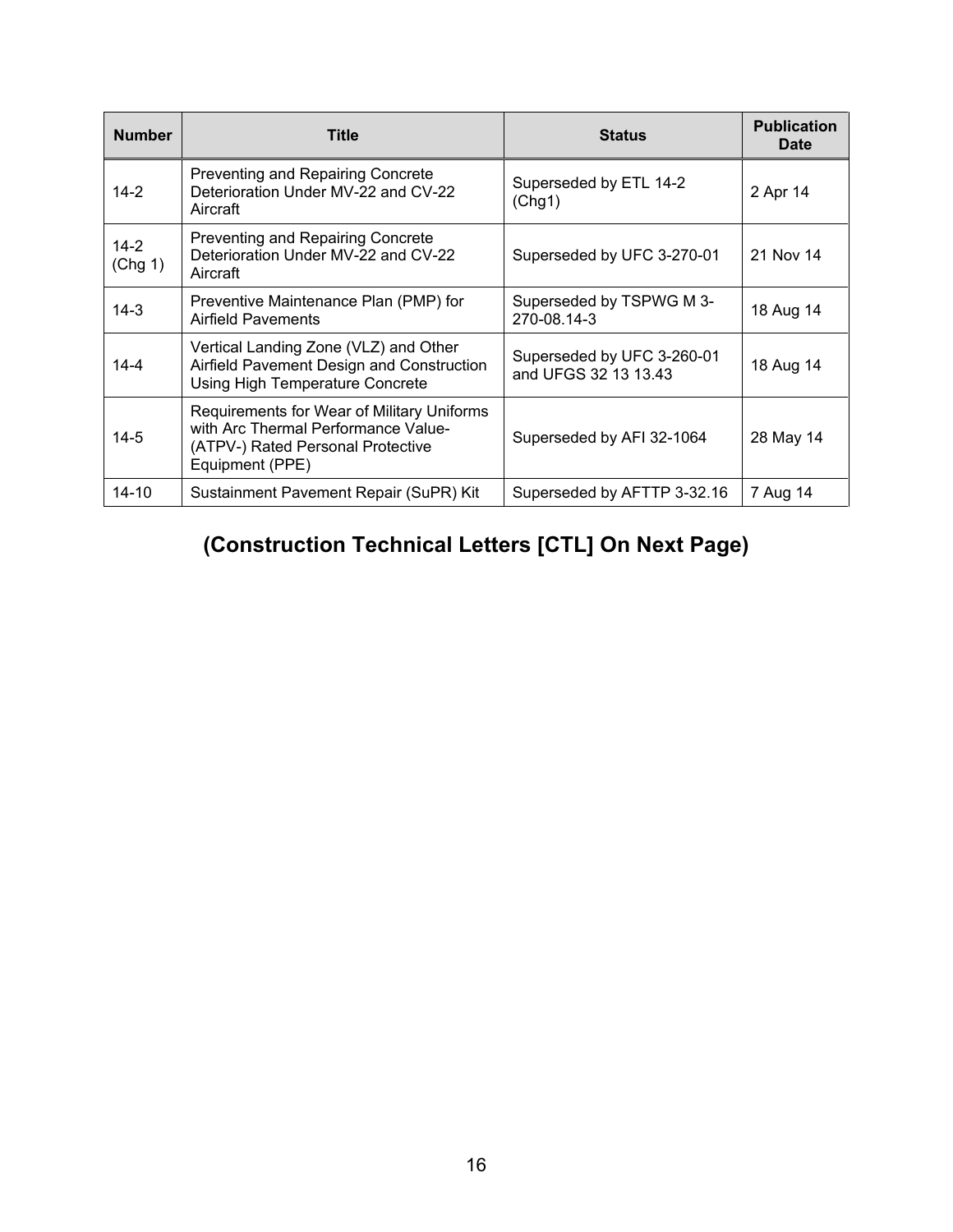| Number | Title | Status | Publication Date |
|---|---|---|---|
| 14-2 | Preventing and Repairing Concrete Deterioration Under MV-22 and CV-22 Aircraft | Superseded by ETL 14-2 (Chg1) | 2 Apr 14 |
| 14-2 (Chg 1) | Preventing and Repairing Concrete Deterioration Under MV-22 and CV-22 Aircraft | Superseded by UFC 3-270-01 | 21 Nov 14 |
| 14-3 | Preventive Maintenance Plan (PMP) for Airfield Pavements | Superseded by TSPWG M 3-270-08.14-3 | 18 Aug 14 |
| 14-4 | Vertical Landing Zone (VLZ) and Other Airfield Pavement Design and Construction Using High Temperature Concrete | Superseded by UFC 3-260-01 and UFGS 32 13 13.43 | 18 Aug 14 |
| 14-5 | Requirements for Wear of Military Uniforms with Arc Thermal Performance Value-(ATPV-) Rated Personal Protective Equipment (PPE) | Superseded by AFI 32-1064 | 28 May 14 |
| 14-10 | Sustainment Pavement Repair (SuPR) Kit | Superseded by AFTTP 3-32.16 | 7 Aug 14 |

**(Construction Technical Letters [CTL] On Next Page)**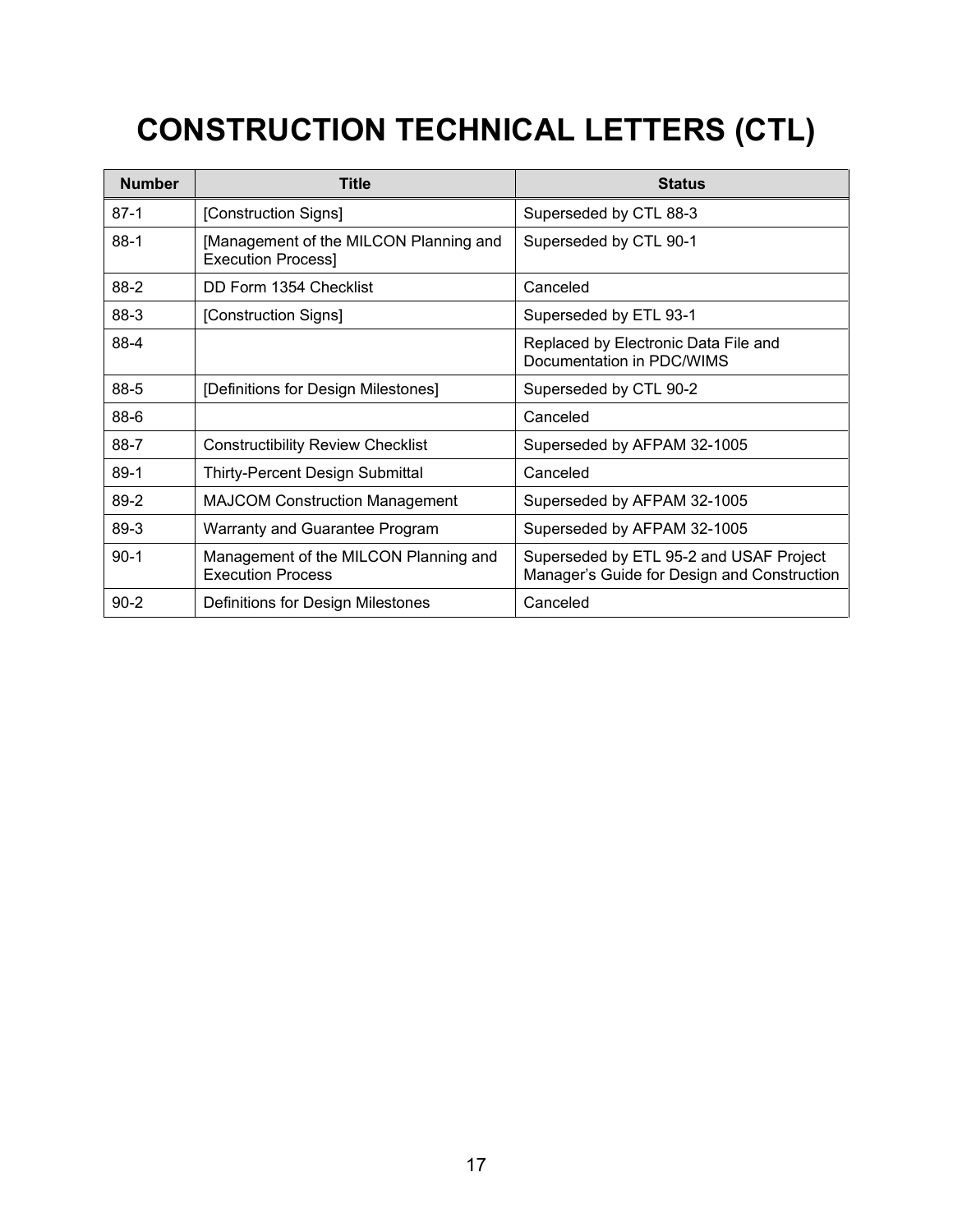# CONSTRUCTION TECHNICAL LETTERS (CTL)

| Number | Title | Status |
|---|---|---|
| 87-1 | [Construction Signs] | Superseded by CTL 88-3 |
| 88-1 | [Management of the MILCON Planning and Execution Process] | Superseded by CTL 90-1 |
| 88-2 | DD Form 1354 Checklist | Canceled |
| 88-3 | [Construction Signs] | Superseded by ETL 93-1 |
| 88-4 | | Replaced by Electronic Data File and Documentation in PDC/WIMS |
| 88-5 | [Definitions for Design Milestones] | Superseded by CTL 90-2 |
| 88-6 | | Canceled |
| 88-7 | Constructibility Review Checklist | Superseded by AFPAM 32-1005 |
| 89-1 | Thirty-Percent Design Submittal | Canceled |
| 89-2 | MAJCOM Construction Management | Superseded by AFPAM 32-1005 |
| 89-3 | Warranty and Guarantee Program | Superseded by AFPAM 32-1005 |
| 90-1 | Management of the MILCON Planning and Execution Process | Superseded by ETL 95-2 and USAF Project Manager's Guide for Design and Construction |
| 90-2 | Definitions for Design Milestones | Canceled |